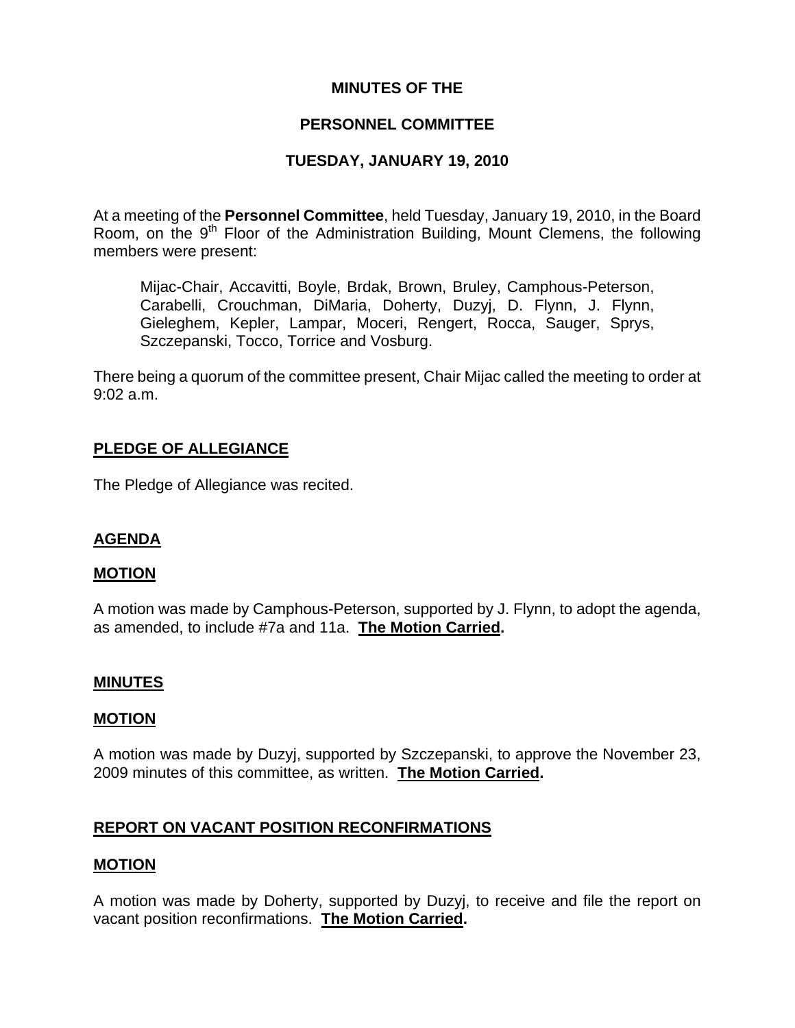# MINUTES OF THE

# PERSONNEL COMMITTEE

# TUESDAY, JANUARY 19, 2010

At a meeting of the **Personnel Committee**, held Tuesday, January 19, 2010, in the Board Room, on the 9th Floor of the Administration Building, Mount Clemens, the following members were present:

> Mijac-Chair, Accavitti, Boyle, Brdak, Brown, Bruley, Camphous-Peterson, Carabelli, Crouchman, DiMaria, Doherty, Duzyj, D. Flynn, J. Flynn, Gieleghem, Kepler, Lampar, Moceri, Rengert, Rocca, Sauger, Sprys, Szczepanski, Tocco, Torrice and Vosburg.

There being a quorum of the committee present, Chair Mijac called the meeting to order at 9:02 a.m.

## PLEDGE OF ALLEGIANCE

The Pledge of Allegiance was recited.

## AGENDA

### MOTION

A motion was made by Camphous-Peterson, supported by J. Flynn, to adopt the agenda, as amended, to include #7a and 11a. **The Motion Carried.**

## MINUTES

### MOTION

A motion was made by Duzyj, supported by Szczepanski, to approve the November 23, 2009 minutes of this committee, as written. **The Motion Carried.**

## REPORT ON VACANT POSITION RECONFIRMATIONS

### MOTION

A motion was made by Doherty, supported by Duzyj, to receive and file the report on vacant position reconfirmations. **The Motion Carried.**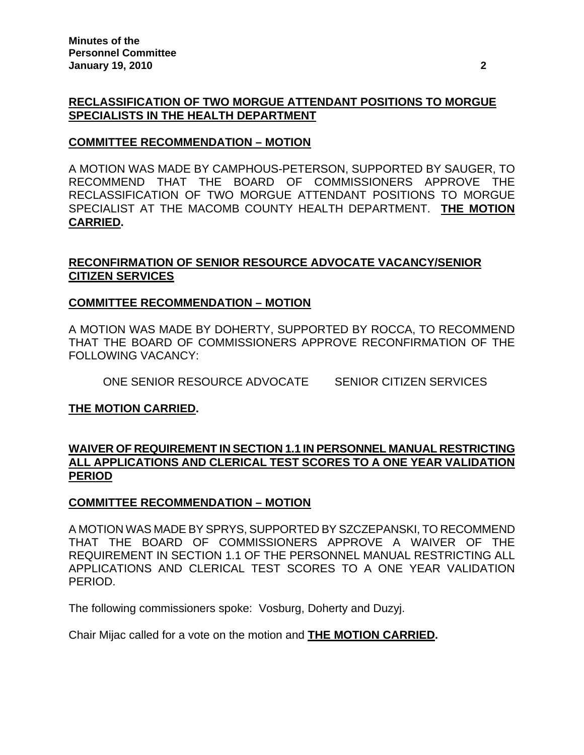**RECLASSIFICATION OF TWO MORGUE ATTENDANT POSITIONS TO MORGUE SPECIALISTS IN THE HEALTH DEPARTMENT**

**COMMITTEE RECOMMENDATION – MOTION**

A MOTION WAS MADE BY CAMPHOUS-PETERSON, SUPPORTED BY SAUGER, TO RECOMMEND THAT THE BOARD OF COMMISSIONERS APPROVE THE RECLASSIFICATION OF TWO MORGUE ATTENDANT POSITIONS TO MORGUE SPECIALIST AT THE MACOMB COUNTY HEALTH DEPARTMENT. **THE MOTION CARRIED.**

**RECONFIRMATION OF SENIOR RESOURCE ADVOCATE VACANCY/SENIOR CITIZEN SERVICES**

**COMMITTEE RECOMMENDATION – MOTION**

A MOTION WAS MADE BY DOHERTY, SUPPORTED BY ROCCA, TO RECOMMEND THAT THE BOARD OF COMMISSIONERS APPROVE RECONFIRMATION OF THE FOLLOWING VACANCY:

ONE SENIOR RESOURCE ADVOCATE        SENIOR CITIZEN SERVICES

**THE MOTION CARRIED.**

**WAIVER OF REQUIREMENT IN SECTION 1.1 IN PERSONNEL MANUAL RESTRICTING ALL APPLICATIONS AND CLERICAL TEST SCORES TO A ONE YEAR VALIDATION PERIOD**

**COMMITTEE RECOMMENDATION – MOTION**

A MOTION WAS MADE BY SPRYS, SUPPORTED BY SZCZEPANSKI, TO RECOMMEND THAT THE BOARD OF COMMISSIONERS APPROVE A WAIVER OF THE REQUIREMENT IN SECTION 1.1 OF THE PERSONNEL MANUAL RESTRICTING ALL APPLICATIONS AND CLERICAL TEST SCORES TO A ONE YEAR VALIDATION PERIOD.

The following commissioners spoke: Vosburg, Doherty and Duzyj.

Chair Mijac called for a vote on the motion and **THE MOTION CARRIED.**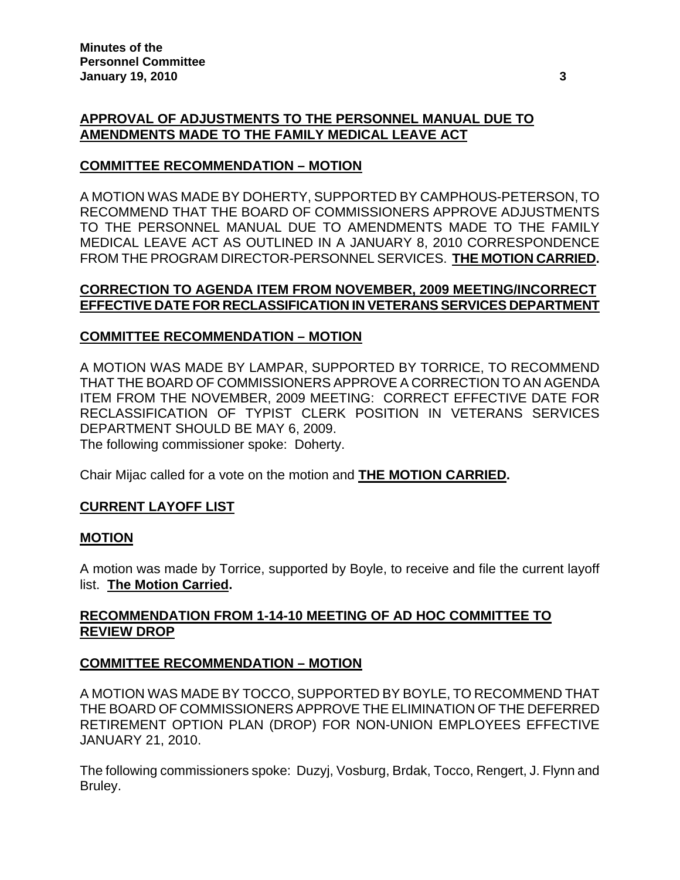**APPROVAL OF ADJUSTMENTS TO THE PERSONNEL MANUAL DUE TO AMENDMENTS MADE TO THE FAMILY MEDICAL LEAVE ACT**

**COMMITTEE RECOMMENDATION – MOTION**

A MOTION WAS MADE BY DOHERTY, SUPPORTED BY CAMPHOUS-PETERSON, TO RECOMMEND THAT THE BOARD OF COMMISSIONERS APPROVE ADJUSTMENTS TO THE PERSONNEL MANUAL DUE TO AMENDMENTS MADE TO THE FAMILY MEDICAL LEAVE ACT AS OUTLINED IN A JANUARY 8, 2010 CORRESPONDENCE FROM THE PROGRAM DIRECTOR-PERSONNEL SERVICES. **THE MOTION CARRIED.**

**CORRECTION TO AGENDA ITEM FROM NOVEMBER, 2009 MEETING/INCORRECT EFFECTIVE DATE FOR RECLASSIFICATION IN VETERANS SERVICES DEPARTMENT**

**COMMITTEE RECOMMENDATION – MOTION**

A MOTION WAS MADE BY LAMPAR, SUPPORTED BY TORRICE, TO RECOMMEND THAT THE BOARD OF COMMISSIONERS APPROVE A CORRECTION TO AN AGENDA ITEM FROM THE NOVEMBER, 2009 MEETING: CORRECT EFFECTIVE DATE FOR RECLASSIFICATION OF TYPIST CLERK POSITION IN VETERANS SERVICES DEPARTMENT SHOULD BE MAY 6, 2009.
The following commissioner spoke: Doherty.

Chair Mijac called for a vote on the motion and **THE MOTION CARRIED.**

**CURRENT LAYOFF LIST**

**MOTION**

A motion was made by Torrice, supported by Boyle, to receive and file the current layoff list. **The Motion Carried.**

**RECOMMENDATION FROM 1-14-10 MEETING OF AD HOC COMMITTEE TO REVIEW DROP**

**COMMITTEE RECOMMENDATION – MOTION**

A MOTION WAS MADE BY TOCCO, SUPPORTED BY BOYLE, TO RECOMMEND THAT THE BOARD OF COMMISSIONERS APPROVE THE ELIMINATION OF THE DEFERRED RETIREMENT OPTION PLAN (DROP) FOR NON-UNION EMPLOYEES EFFECTIVE JANUARY 21, 2010.

The following commissioners spoke: Duzyj, Vosburg, Brdak, Tocco, Rengert, J. Flynn and Bruley.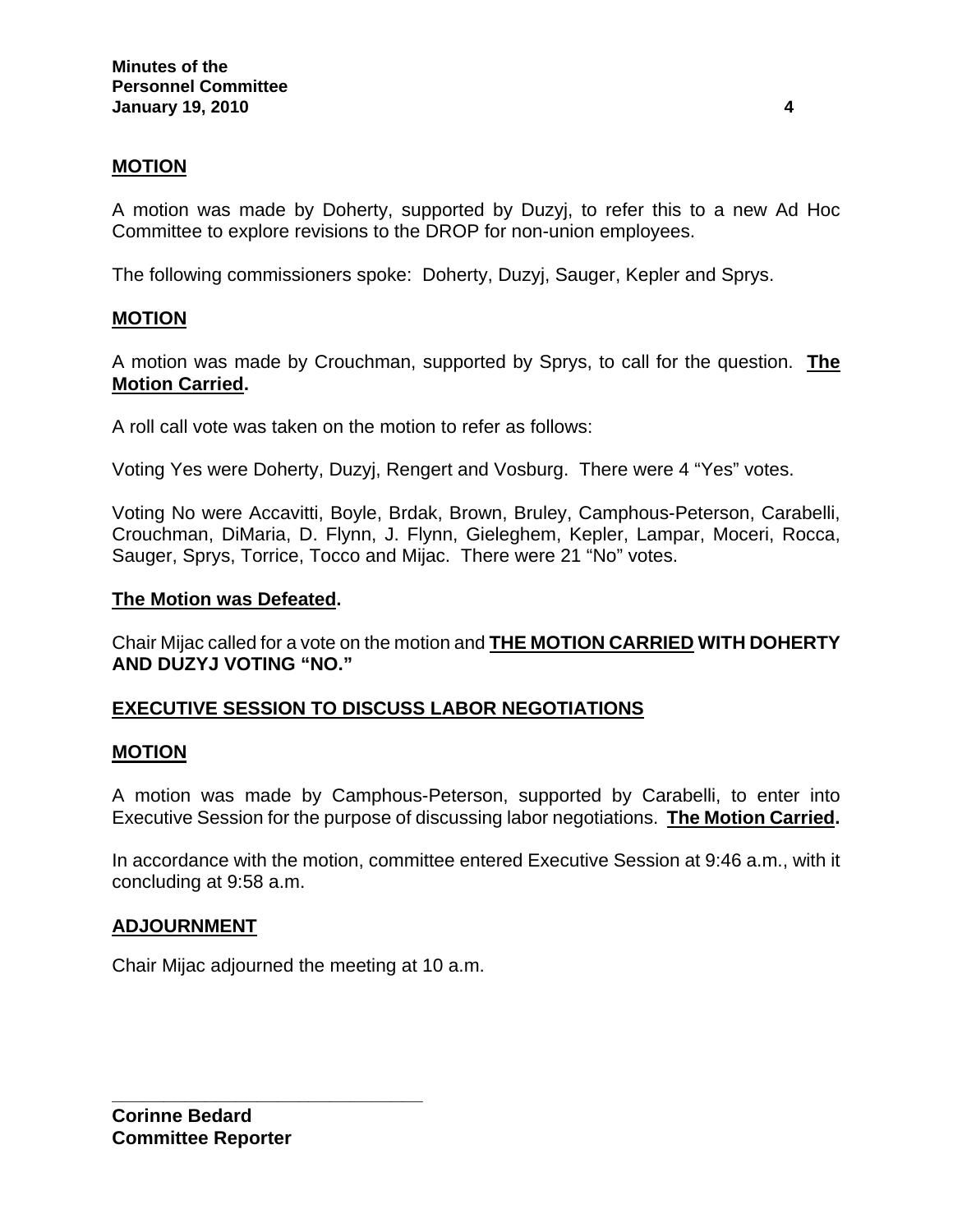**MOTION**

A motion was made by Doherty, supported by Duzyj, to refer this to a new Ad Hoc Committee to explore revisions to the DROP for non-union employees.

The following commissioners spoke: Doherty, Duzyj, Sauger, Kepler and Sprys.

**MOTION**

A motion was made by Crouchman, supported by Sprys, to call for the question. **The Motion Carried.**

A roll call vote was taken on the motion to refer as follows:

Voting Yes were Doherty, Duzyj, Rengert and Vosburg. There were 4 "Yes" votes.

Voting No were Accavitti, Boyle, Brdak, Brown, Bruley, Camphous-Peterson, Carabelli, Crouchman, DiMaria, D. Flynn, J. Flynn, Gieleghem, Kepler, Lampar, Moceri, Rocca, Sauger, Sprys, Torrice, Tocco and Mijac. There were 21 "No" votes.

**The Motion was Defeated.**

Chair Mijac called for a vote on the motion and **THE MOTION CARRIED WITH DOHERTY AND DUZYJ VOTING "NO."**

**EXECUTIVE SESSION TO DISCUSS LABOR NEGOTIATIONS**

**MOTION**

A motion was made by Camphous-Peterson, supported by Carabelli, to enter into Executive Session for the purpose of discussing labor negotiations. **The Motion Carried.**

In accordance with the motion, committee entered Executive Session at 9:46 a.m., with it concluding at 9:58 a.m.

**ADJOURNMENT**

Chair Mijac adjourned the meeting at 10 a.m.

\_\_\_\_\_\_\_\_\_\_\_\_\_\_\_\_\_\_\_\_\_\_\_\_\_\_\_\_\_\_\_\_

**Corinne Bedard**
**Committee Reporter**